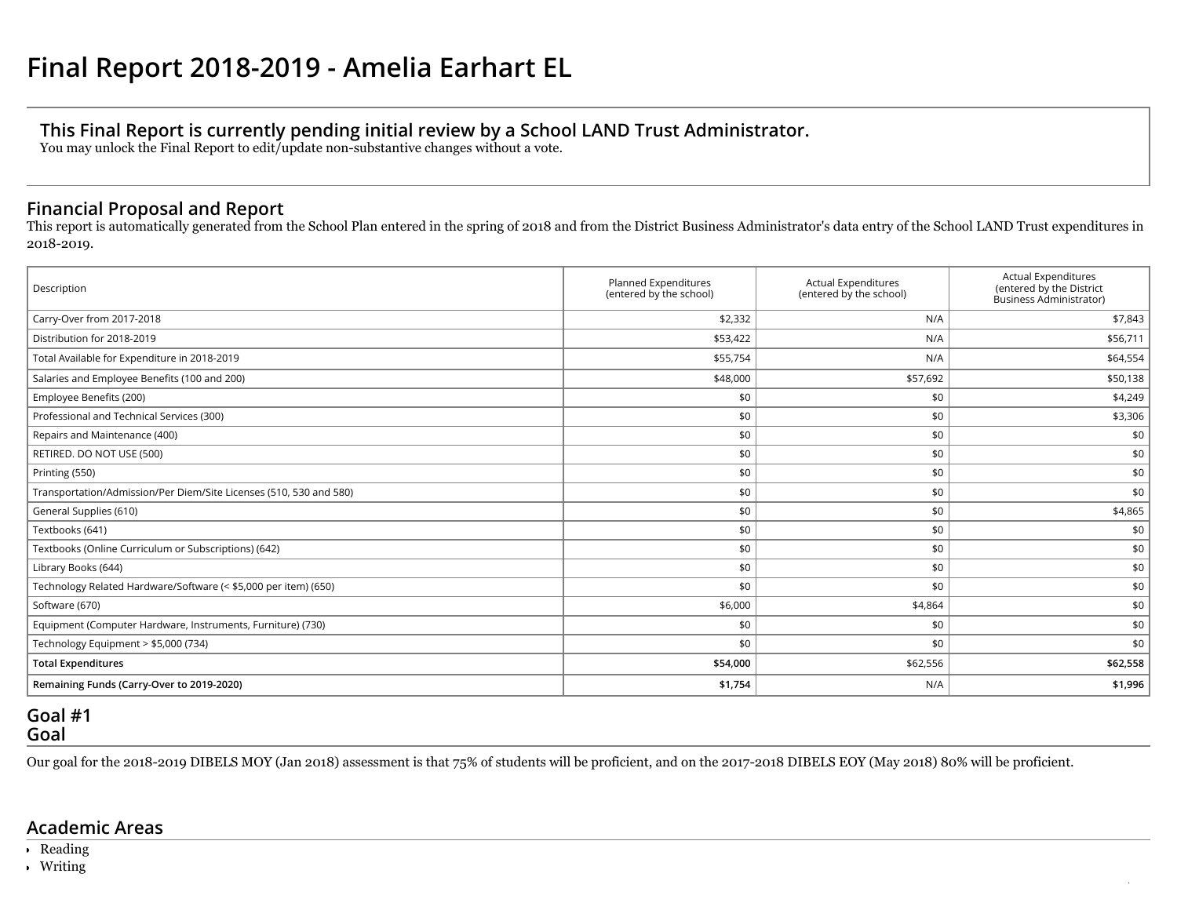# Final Report 2018-2019 - Amelia Earhart EL

**This Final Report is currently pending initial review by a School LAND Trust Administrator.**
You may unlock the Final Report to edit/update non-substantive changes without a vote.

## Financial Proposal and Report

This report is automatically generated from the School Plan entered in the spring of 2018 and from the District Business Administrator's data entry of the School LAND Trust expenditures in 2018-2019.

| Description | Planned Expenditures (entered by the school) | Actual Expenditures (entered by the school) | Actual Expenditures (entered by the District Business Administrator) |
|---|---|---|---|
| Carry-Over from 2017-2018 | $2,332 | N/A | $7,843 |
| Distribution for 2018-2019 | $53,422 | N/A | $56,711 |
| Total Available for Expenditure in 2018-2019 | $55,754 | N/A | $64,554 |
| Salaries and Employee Benefits (100 and 200) | $48,000 | $57,692 | $50,138 |
| Employee Benefits (200) | $0 | $0 | $4,249 |
| Professional and Technical Services (300) | $0 | $0 | $3,306 |
| Repairs and Maintenance (400) | $0 | $0 | $0 |
| RETIRED. DO NOT USE (500) | $0 | $0 | $0 |
| Printing (550) | $0 | $0 | $0 |
| Transportation/Admission/Per Diem/Site Licenses (510, 530 and 580) | $0 | $0 | $0 |
| General Supplies (610) | $0 | $0 | $4,865 |
| Textbooks (641) | $0 | $0 | $0 |
| Textbooks (Online Curriculum or Subscriptions) (642) | $0 | $0 | $0 |
| Library Books (644) | $0 | $0 | $0 |
| Technology Related Hardware/Software (< $5,000 per item) (650) | $0 | $0 | $0 |
| Software (670) | $6,000 | $4,864 | $0 |
| Equipment (Computer Hardware, Instruments, Furniture) (730) | $0 | $0 | $0 |
| Technology Equipment > $5,000 (734) | $0 | $0 | $0 |
| **Total Expenditures** | **$54,000** | $62,556 | **$62,558** |
| **Remaining Funds (Carry-Over to 2019-2020)** | **$1,754** | N/A | **$1,996** |

## Goal #1
## Goal

Our goal for the 2018-2019 DIBELS MOY (Jan 2018) assessment is that 75% of students will be proficient, and on the 2017-2018 DIBELS EOY (May 2018) 80% will be proficient.

## Academic Areas

- Reading
- Writing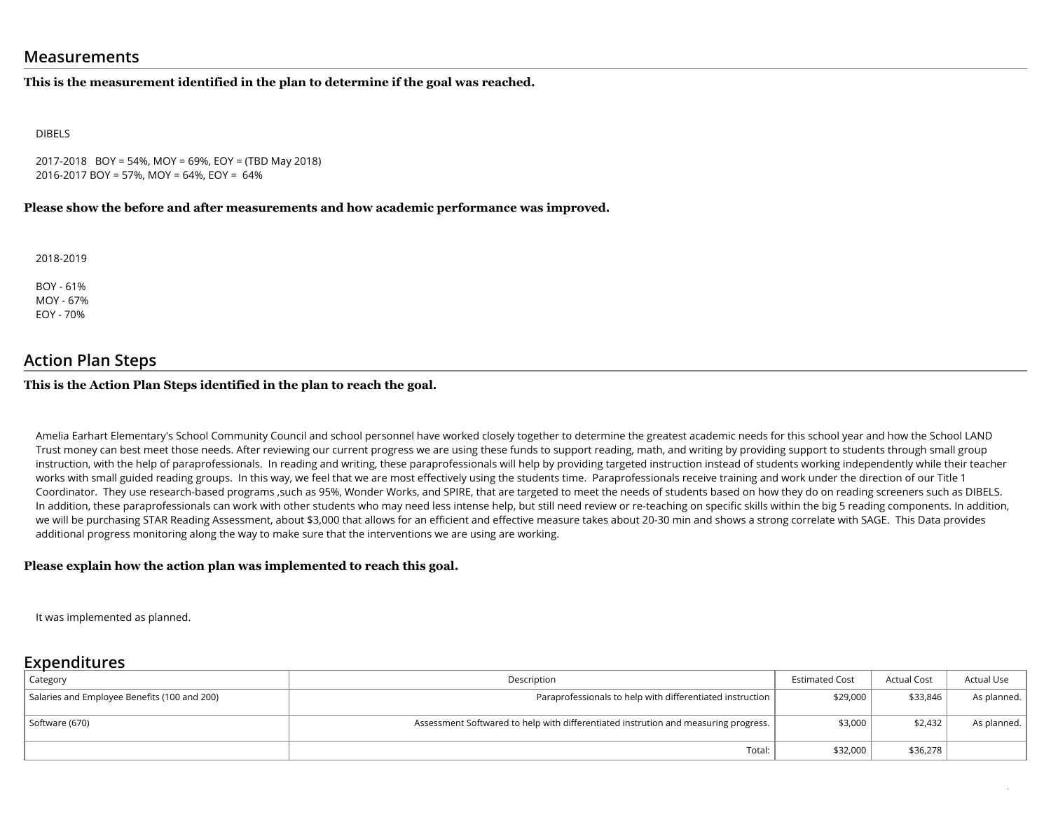## Measurements

**This is the measurement identified in the plan to determine if the goal was reached.**

DIBELS

2017-2018 BOY = 54%, MOY = 69%, EOY = (TBD May 2018)
2016-2017 BOY = 57%, MOY = 64%, EOY = 64%

**Please show the before and after measurements and how academic performance was improved.**

2018-2019

BOY - 61%
MOY - 67%
EOY - 70%

## Action Plan Steps

**This is the Action Plan Steps identified in the plan to reach the goal.**

Amelia Earhart Elementary's School Community Council and school personnel have worked closely together to determine the greatest academic needs for this school year and how the School LAND Trust money can best meet those needs. After reviewing our current progress we are using these funds to support reading, math, and writing by providing support to students through small group instruction, with the help of paraprofessionals. In reading and writing, these paraprofessionals will help by providing targeted instruction instead of students working independently while their teacher works with small guided reading groups. In this way, we feel that we are most effectively using the students time. Paraprofessionals receive training and work under the direction of our Title 1 Coordinator. They use research-based programs ,such as 95%, Wonder Works, and SPIRE, that are targeted to meet the needs of students based on how they do on reading screeners such as DIBELS. In addition, these paraprofessionals can work with other students who may need less intense help, but still need review or re-teaching on specific skills within the big 5 reading components. In addition, we will be purchasing STAR Reading Assessment, about $3,000 that allows for an efficient and effective measure takes about 20-30 min and shows a strong correlate with SAGE. This Data provides additional progress monitoring along the way to make sure that the interventions we are using are working.

**Please explain how the action plan was implemented to reach this goal.**

It was implemented as planned.

## Expenditures

| Category | Description | Estimated Cost | Actual Cost | Actual Use |
|---|---|---|---|---|
| Salaries and Employee Benefits (100 and 200) | Paraprofessionals to help with differentiated instruction | $29,000 | $33,846 | As planned. |
| Software (670) | Assessment Softwared to help with differentiated instrution and measuring progress. | $3,000 | $2,432 | As planned. |
| | Total: | $32,000 | $36,278 | |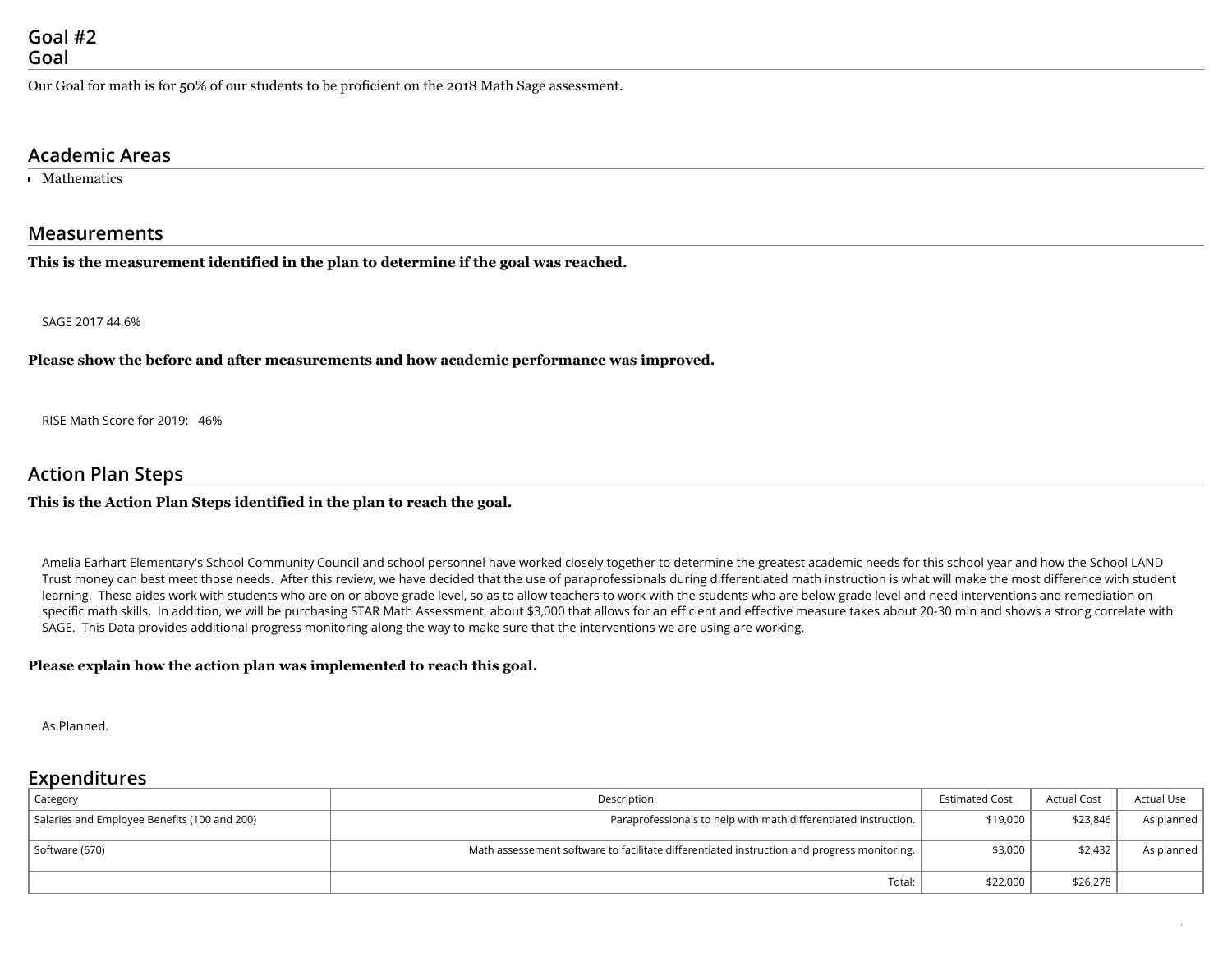## Goal #2
## Goal

Our Goal for math is for 50% of our students to be proficient on the 2018 Math Sage assessment.

## Academic Areas

- Mathematics

## Measurements

**This is the measurement identified in the plan to determine if the goal was reached.**

SAGE 2017 44.6%

**Please show the before and after measurements and how academic performance was improved.**

RISE Math Score for 2019: 46%

## Action Plan Steps

**This is the Action Plan Steps identified in the plan to reach the goal.**

Amelia Earhart Elementary's School Community Council and school personnel have worked closely together to determine the greatest academic needs for this school year and how the School LAND Trust money can best meet those needs. After this review, we have decided that the use of paraprofessionals during differentiated math instruction is what will make the most difference with student learning. These aides work with students who are on or above grade level, so as to allow teachers to work with the students who are below grade level and need interventions and remediation on specific math skills. In addition, we will be purchasing STAR Math Assessment, about $3,000 that allows for an efficient and effective measure takes about 20-30 min and shows a strong correlate with SAGE. This Data provides additional progress monitoring along the way to make sure that the interventions we are using are working.

**Please explain how the action plan was implemented to reach this goal.**

As Planned.

## Expenditures

| Category | Description | Estimated Cost | Actual Cost | Actual Use |
|---|---|---|---|---|
| Salaries and Employee Benefits (100 and 200) | Paraprofessionals to help with math differentiated instruction. | $19,000 | $23,846 | As planned |
| Software (670) | Math assessement software to facilitate differentiated instruction and progress monitoring. | $3,000 | $2,432 | As planned |
| | Total: | $22,000 | $26,278 | |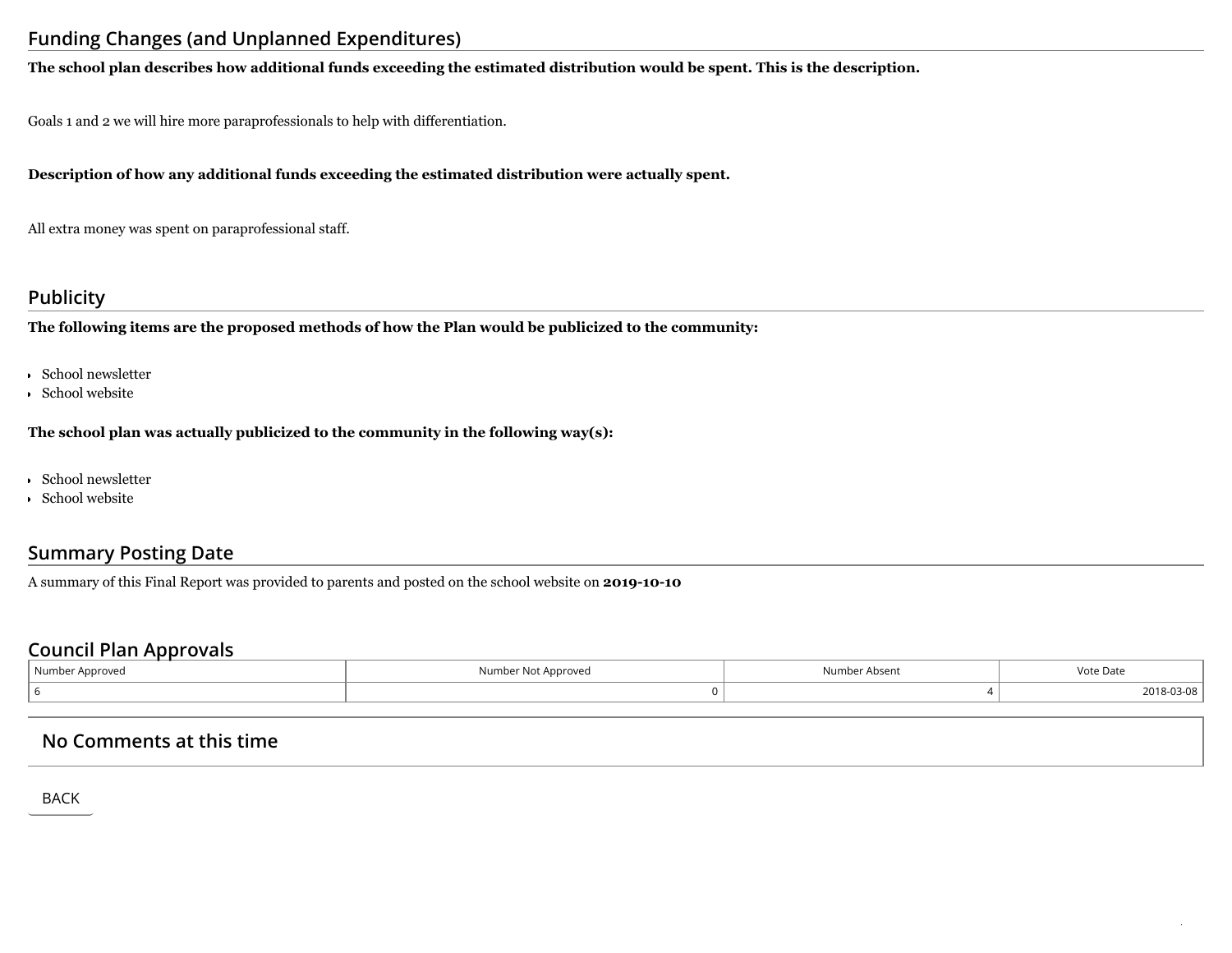## Funding Changes (and Unplanned Expenditures)

**The school plan describes how additional funds exceeding the estimated distribution would be spent. This is the description.**

Goals 1 and 2 we will hire more paraprofessionals to help with differentiation.

**Description of how any additional funds exceeding the estimated distribution were actually spent.**

All extra money was spent on paraprofessional staff.

## Publicity

**The following items are the proposed methods of how the Plan would be publicized to the community:**

- School newsletter
- School website

**The school plan was actually publicized to the community in the following way(s):**

- School newsletter
- School website

## Summary Posting Date

A summary of this Final Report was provided to parents and posted on the school website on **2019-10-10**

## Council Plan Approvals

| Number Approved | Number Not Approved | Number Absent | Vote Date |
|---|---|---|---|
| 6 | 0 | 4 | 2018-03-08 |

### No Comments at this time

BACK